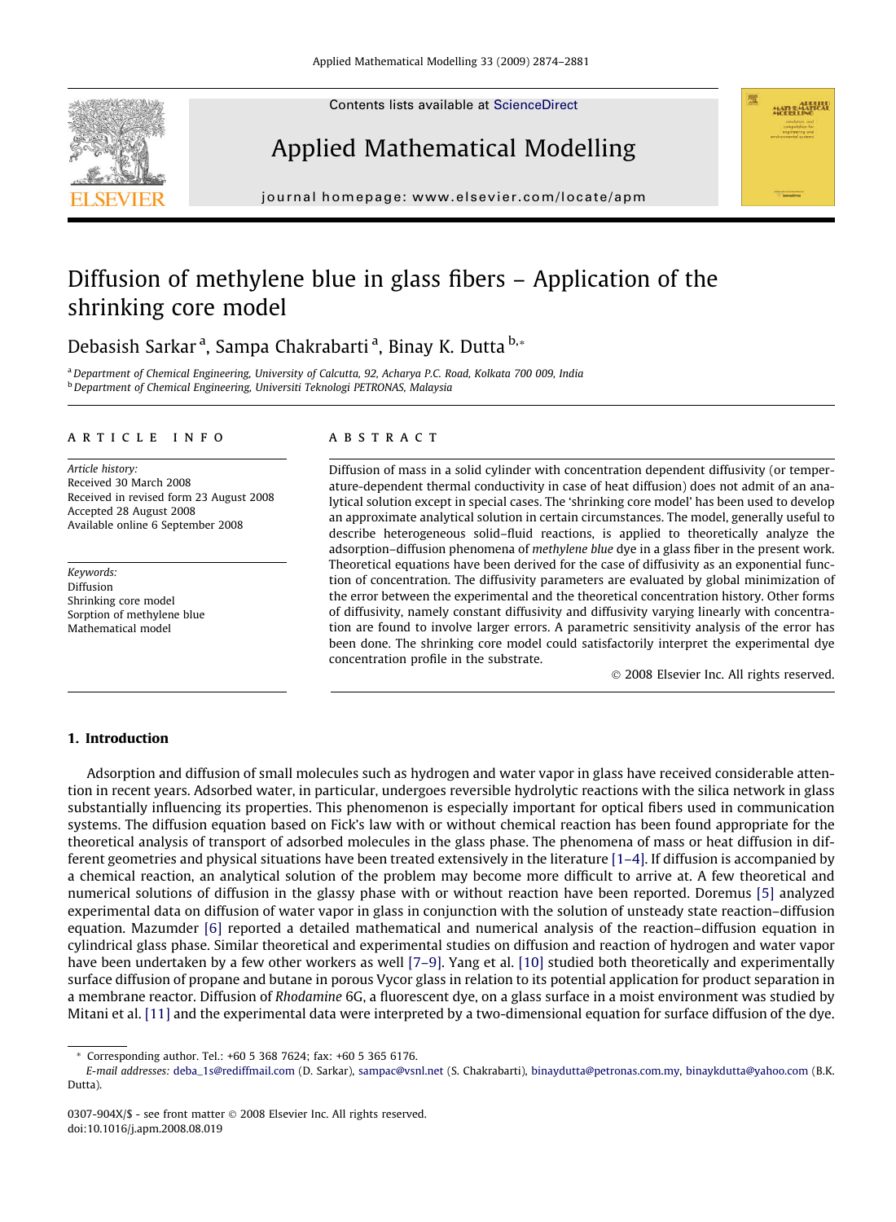# Diffusion of methylene blue in glass fibers – Application of the shrinking core model

Debasish Sarkar [a], Sampa Chakrabarti [a], Binay K. Dutta [b,*]

[a] Department of Chemical Engineering, University of Calcutta, 92, Acharya P.C. Road, Kolkata 700 009, India
[b] Department of Chemical Engineering, Universiti Teknologi PETRONAS, Malaysia

## ARTICLE INFO

*Article history:*
Received 30 March 2008
Received in revised form 23 August 2008
Accepted 28 August 2008
Available online 6 September 2008

*Keywords:*
Diffusion
Shrinking core model
Sorption of methylene blue
Mathematical model

## ABSTRACT

Diffusion of mass in a solid cylinder with concentration dependent diffusivity (or temperature-dependent thermal conductivity in case of heat diffusion) does not admit of an analytical solution except in special cases. The 'shrinking core model' has been used to develop an approximate analytical solution in certain circumstances. The model, generally useful to describe heterogeneous solid–fluid reactions, is applied to theoretically analyze the adsorption–diffusion phenomena of *methylene blue* dye in a glass fiber in the present work. Theoretical equations have been derived for the case of diffusivity as an exponential function of concentration. The diffusivity parameters are evaluated by global minimization of the error between the experimental and the theoretical concentration history. Other forms of diffusivity, namely constant diffusivity and diffusivity varying linearly with concentration are found to involve larger errors. A parametric sensitivity analysis of the error has been done. The shrinking core model could satisfactorily interpret the experimental dye concentration profile in the substrate.

© 2008 Elsevier Inc. All rights reserved.

## 1. Introduction

Adsorption and diffusion of small molecules such as hydrogen and water vapor in glass have received considerable attention in recent years. Adsorbed water, in particular, undergoes reversible hydrolytic reactions with the silica network in glass substantially influencing its properties. This phenomenon is especially important for optical fibers used in communication systems. The diffusion equation based on Fick's law with or without chemical reaction has been found appropriate for the theoretical analysis of transport of adsorbed molecules in the glass phase. The phenomena of mass or heat diffusion in different geometries and physical situations have been treated extensively in the literature [1–4]. If diffusion is accompanied by a chemical reaction, an analytical solution of the problem may become more difficult to arrive at. A few theoretical and numerical solutions of diffusion in the glassy phase with or without reaction have been reported. Doremus [5] analyzed experimental data on diffusion of water vapor in glass in conjunction with the solution of unsteady state reaction–diffusion equation. Mazumder [6] reported a detailed mathematical and numerical analysis of the reaction–diffusion equation in cylindrical glass phase. Similar theoretical and experimental studies on diffusion and reaction of hydrogen and water vapor have been undertaken by a few other workers as well [7–9]. Yang et al. [10] studied both theoretically and experimentally surface diffusion of propane and butane in porous Vycor glass in relation to its potential application for product separation in a membrane reactor. Diffusion of *Rhodamine* 6G, a fluorescent dye, on a glass surface in a moist environment was studied by Mitani et al. [11] and the experimental data were interpreted by a two-dimensional equation for surface diffusion of the dye.

---

* Corresponding author. Tel.: +60 5 368 7624; fax: +60 5 365 6176.
*E-mail addresses:* deba_1s@rediffmail.com (D. Sarkar), sampac@vsnl.net (S. Chakrabarti), binaydutta@petronas.com.my, binaykdutta@yahoo.com (B.K. Dutta).

0307-904X/$ - see front matter © 2008 Elsevier Inc. All rights reserved.
doi:10.1016/j.apm.2008.08.019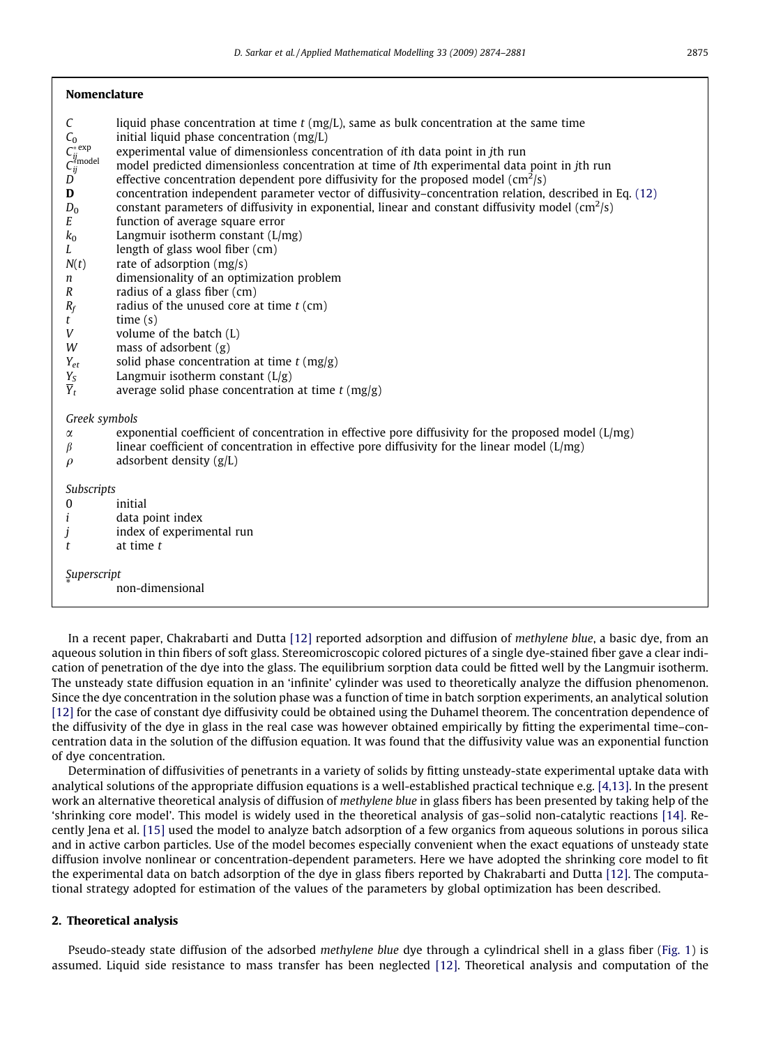## Nomenclature

| | |
|---|---|
| $C$ | liquid phase concentration at time $t$ (mg/L), same as bulk concentration at the same time |
| $C_0$ | initial liquid phase concentration (mg/L) |
| $C_{ij}^{*\text{exp}}$ | experimental value of dimensionless concentration of $i$th data point in $j$th run |
| $C_{ij}^{*\text{model}}$ | model predicted dimensionless concentration at time of $I$th experimental data point in $j$th run |
| $D$ | effective concentration dependent pore diffusivity for the proposed model (cm$^2$/s) |
| $\mathbf{D}$ | concentration independent parameter vector of diffusivity–concentration relation, described in Eq. (12) |
| $D_0$ | constant parameters of diffusivity in exponential, linear and constant diffusivity model (cm$^2$/s) |
| $E$ | function of average square error |
| $k_0$ | Langmuir isotherm constant (L/mg) |
| $L$ | length of glass wool fiber (cm) |
| $N(t)$ | rate of adsorption (mg/s) |
| $n$ | dimensionality of an optimization problem |
| $R$ | radius of a glass fiber (cm) |
| $R_f$ | radius of the unused core at time $t$ (cm) |
| $t$ | time (s) |
| $V$ | volume of the batch (L) |
| $W$ | mass of adsorbent (g) |
| $Y_{et}$ | solid phase concentration at time $t$ (mg/g) |
| $Y_S$ | Langmuir isotherm constant (L/g) |
| $\overline{Y}_t$ | average solid phase concentration at time $t$ (mg/g) |

*Greek symbols*

| | |
|---|---|
| $\alpha$ | exponential coefficient of concentration in effective pore diffusivity for the proposed model (L/mg) |
| $\beta$ | linear coefficient of concentration in effective pore diffusivity for the linear model (L/mg) |
| $\rho$ | adsorbent density (g/L) |

*Subscripts*

| | |
|---|---|
| 0 | initial |
| $i$ | data point index |
| $j$ | index of experimental run |
| $t$ | at time $t$ |

*Superscript*

| | |
|---|---|
| $*$ | non-dimensional |

In a recent paper, Chakrabarti and Dutta [12] reported adsorption and diffusion of *methylene blue*, a basic dye, from an aqueous solution in thin fibers of soft glass. Stereomicroscopic colored pictures of a single dye-stained fiber gave a clear indication of penetration of the dye into the glass. The equilibrium sorption data could be fitted well by the Langmuir isotherm. The unsteady state diffusion equation in an 'infinite' cylinder was used to theoretically analyze the diffusion phenomenon. Since the dye concentration in the solution phase was a function of time in batch sorption experiments, an analytical solution [12] for the case of constant dye diffusivity could be obtained using the Duhamel theorem. The concentration dependence of the diffusivity of the dye in glass in the real case was however obtained empirically by fitting the experimental time–concentration data in the solution of the diffusion equation. It was found that the diffusivity value was an exponential function of dye concentration.

Determination of diffusivities of penetrants in a variety of solids by fitting unsteady-state experimental uptake data with analytical solutions of the appropriate diffusion equations is a well-established practical technique e.g. [4,13]. In the present work an alternative theoretical analysis of diffusion of *methylene blue* in glass fibers has been presented by taking help of the 'shrinking core model'. This model is widely used in the theoretical analysis of gas–solid non-catalytic reactions [14]. Recently Jena et al. [15] used the model to analyze batch adsorption of a few organics from aqueous solutions in porous silica and in active carbon particles. Use of the model becomes especially convenient when the exact equations of unsteady state diffusion involve nonlinear or concentration-dependent parameters. Here we have adopted the shrinking core model to fit the experimental data on batch adsorption of the dye in glass fibers reported by Chakrabarti and Dutta [12]. The computational strategy adopted for estimation of the values of the parameters by global optimization has been described.

## 2. Theoretical analysis

Pseudo-steady state diffusion of the adsorbed *methylene blue* dye through a cylindrical shell in a glass fiber (Fig. 1) is assumed. Liquid side resistance to mass transfer has been neglected [12]. Theoretical analysis and computation of the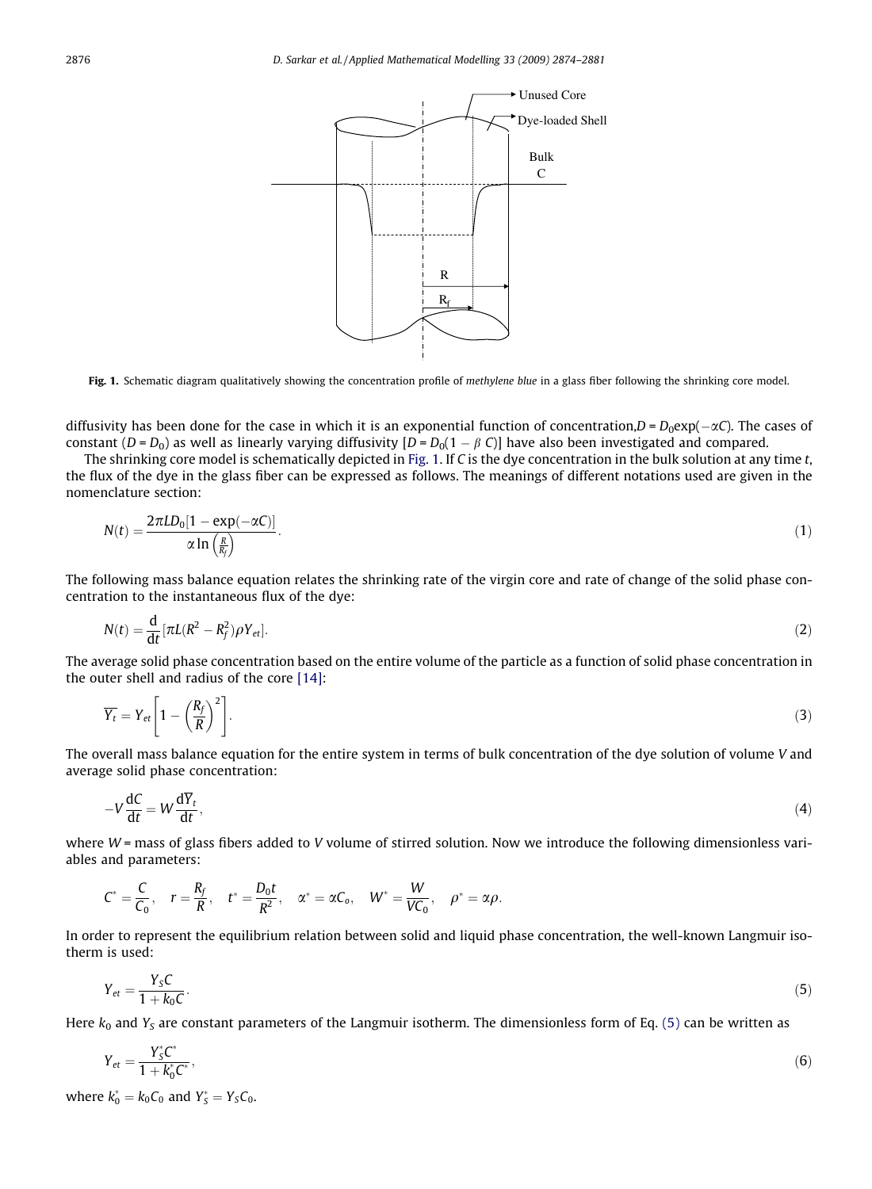Fig. 1. Schematic diagram qualitatively showing the concentration profile of *methylene blue* in a glass fiber following the shrinking core model.

diffusivity has been done for the case in which it is an exponential function of concentration, $D = D_0\exp(-\alpha C)$. The cases of constant ($D = D_0$) as well as linearly varying diffusivity [$D = D_0(1 - \beta C)$] have also been investigated and compared.

The shrinking core model is schematically depicted in Fig. 1. If $C$ is the dye concentration in the bulk solution at any time $t$, the flux of the dye in the glass fiber can be expressed as follows. The meanings of different notations used are given in the nomenclature section:

$$N(t) = \frac{2\pi L D_0[1 - \exp(-\alpha C)]}{\alpha \ln\left(\frac{R}{R_f}\right)}. \tag{1}$$

The following mass balance equation relates the shrinking rate of the virgin core and rate of change of the solid phase concentration to the instantaneous flux of the dye:

$$N(t) = \frac{d}{dt}[\pi L(R^2 - R_f^2)\rho Y_{et}]. \tag{2}$$

The average solid phase concentration based on the entire volume of the particle as a function of solid phase concentration in the outer shell and radius of the core [14]:

$$\overline{Y_t} = Y_{et}\left[1 - \left(\frac{R_f}{R}\right)^2\right]. \tag{3}$$

The overall mass balance equation for the entire system in terms of bulk concentration of the dye solution of volume $V$ and average solid phase concentration:

$$-V\frac{dC}{dt} = W\frac{d\overline{Y}_t}{dt}, \tag{4}$$

where $W$ = mass of glass fibers added to $V$ volume of stirred solution. Now we introduce the following dimensionless variables and parameters:

$$C^* = \frac{C}{C_0}, \quad r = \frac{R_f}{R}, \quad t^* = \frac{D_0 t}{R^2}, \quad \alpha^* = \alpha C_o, \quad W^* = \frac{W}{VC_0}, \quad \rho^* = \alpha\rho.$$

In order to represent the equilibrium relation between solid and liquid phase concentration, the well-known Langmuir isotherm is used:

$$Y_{et} = \frac{Y_S C}{1 + k_0 C}. \tag{5}$$

Here $k_0$ and $Y_S$ are constant parameters of the Langmuir isotherm. The dimensionless form of Eq. (5) can be written as

$$Y_{et} = \frac{Y_S^* C^*}{1 + k_0^* C^*}, \tag{6}$$

where $k_0^* = k_0 C_0$ and $Y_S^* = Y_S C_0$.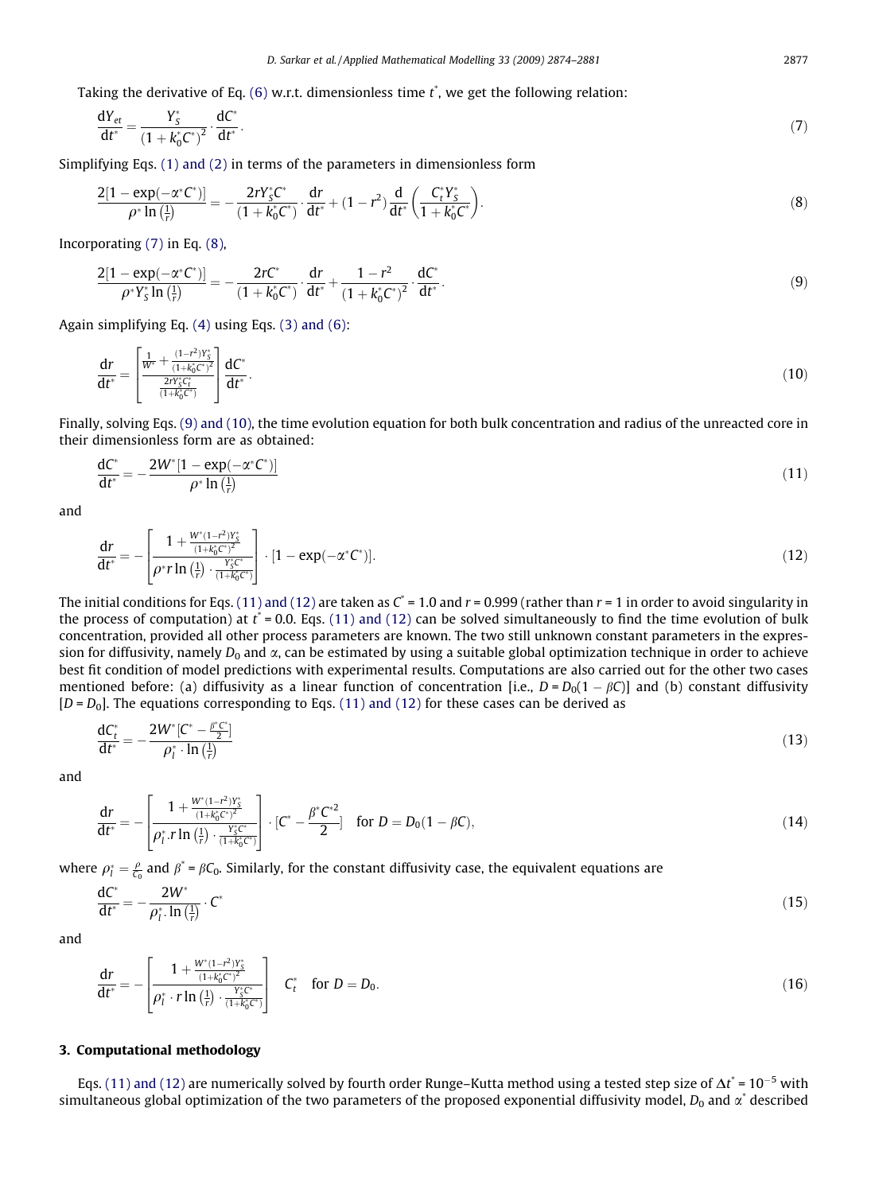Taking the derivative of Eq. (6) w.r.t. dimensionless time $t^*$, we get the following relation:

$$\frac{\mathrm{d}Y_{et}}{\mathrm{d}t^*} = \frac{Y_S^*}{(1+k_0^*C^*)^2} \cdot \frac{\mathrm{d}C^*}{\mathrm{d}t^*}. \tag{7}$$

Simplifying Eqs. (1) and (2) in terms of the parameters in dimensionless form

$$\frac{2[1-\exp(-\alpha^*C^*)]}{\rho^* \ln\left(\frac{1}{r}\right)} = -\frac{2rY_S^*C^*}{(1+k_0^*C^*)} \cdot \frac{\mathrm{d}r}{\mathrm{d}t^*} + (1-r^2)\frac{\mathrm{d}}{\mathrm{d}t^*}\left(\frac{C_t^*Y_S^*}{1+k_0^*C^*}\right). \tag{8}$$

Incorporating (7) in Eq. (8),

$$\frac{2[1-\exp(-\alpha^*C^*)]}{\rho^*Y_S^* \ln\left(\frac{1}{r}\right)} = -\frac{2rC^*}{(1+k_0^*C^*)} \cdot \frac{\mathrm{d}r}{\mathrm{d}t^*} + \frac{1-r^2}{(1+k_0^*C^*)^2} \cdot \frac{\mathrm{d}C^*}{\mathrm{d}t^*}. \tag{9}$$

Again simplifying Eq. (4) using Eqs. (3) and (6):

$$\frac{\mathrm{d}r}{\mathrm{d}t^*} = \left[\frac{\frac{1}{W^*} + \frac{(1-r^2)Y_S^*}{(1+k_0^*C^*)^2}}{\frac{2rY_S^*C_t^*}{(1+k_0^*C^*)}}\right] \frac{\mathrm{d}C^*}{\mathrm{d}t^*}. \tag{10}$$

Finally, solving Eqs. (9) and (10), the time evolution equation for both bulk concentration and radius of the unreacted core in their dimensionless form are as obtained:

$$\frac{\mathrm{d}C^*}{\mathrm{d}t^*} = -\frac{2W^*[1-\exp(-\alpha^*C^*)]}{\rho^* \ln\left(\frac{1}{r}\right)} \tag{11}$$

and

$$\frac{\mathrm{d}r}{\mathrm{d}t^*} = -\left[\frac{1 + \frac{W^*(1-r^2)Y_S^*}{(1+k_0^*C^*)^2}}{\rho^* r \ln\left(\frac{1}{r}\right) \cdot \frac{Y_S^*C^*}{(1+k_0^*C^*)}}\right] \cdot [1-\exp(-\alpha^*C^*)]. \tag{12}$$

The initial conditions for Eqs. (11) and (12) are taken as $C^*$ = 1.0 and $r$ = 0.999 (rather than $r$ = 1 in order to avoid singularity in the process of computation) at $t^*$ = 0.0. Eqs. (11) and (12) can be solved simultaneously to find the time evolution of bulk concentration, provided all other process parameters are known. The two still unknown constant parameters in the expression for diffusivity, namely $D_0$ and $\alpha$, can be estimated by using a suitable global optimization technique in order to achieve best fit condition of model predictions with experimental results. Computations are also carried out for the other two cases mentioned before: (a) diffusivity as a linear function of concentration [i.e., $D = D_0(1-\beta C)$] and (b) constant diffusivity [$D = D_0$]. The equations corresponding to Eqs. (11) and (12) for these cases can be derived as

$$\frac{\mathrm{d}C_t^*}{\mathrm{d}t^*} = -\frac{2W^*[C^* - \frac{\beta^*C^*}{2}]}{\rho_l^* \cdot \ln\left(\frac{1}{r}\right)} \tag{13}$$

and

$$\frac{\mathrm{d}r}{\mathrm{d}t^*} = -\left[\frac{1 + \frac{W^*(1-r^2)Y_S^*}{(1+k_0^*C^*)^2}}{\rho_l^* . r \ln\left(\frac{1}{r}\right) \cdot \frac{Y_S^*C^*}{(1+k_0^*C^*)}}\right] \cdot [C^* - \frac{\beta^*C^{*2}}{2}] \quad \text{for } D = D_0(1-\beta C), \tag{14}$$

where $\rho_l^* = \frac{\rho}{C_0}$ and $\beta^* = \beta C_0$. Similarly, for the constant diffusivity case, the equivalent equations are

$$\frac{\mathrm{d}C^*}{\mathrm{d}t^*} = -\frac{2W^*}{\rho_l^* . \ln\left(\frac{1}{r}\right)} \cdot C^* \tag{15}$$

and

$$\frac{\mathrm{d}r}{\mathrm{d}t^*} = -\left[\frac{1 + \frac{W^*(1-r^2)Y_S^*}{(1+k_0^*C^*)^2}}{\rho_l^* \cdot r \ln\left(\frac{1}{r}\right) \cdot \frac{Y_S^*C^*}{(1+k_0^*C^*)}}\right] \quad C_t^* \quad \text{for } D = D_0. \tag{16}$$

## 3. Computational methodology

Eqs. (11) and (12) are numerically solved by fourth order Runge–Kutta method using a tested step size of $\Delta t^* = 10^{-5}$ with simultaneous global optimization of the two parameters of the proposed exponential diffusivity model, $D_0$ and $\alpha^*$ described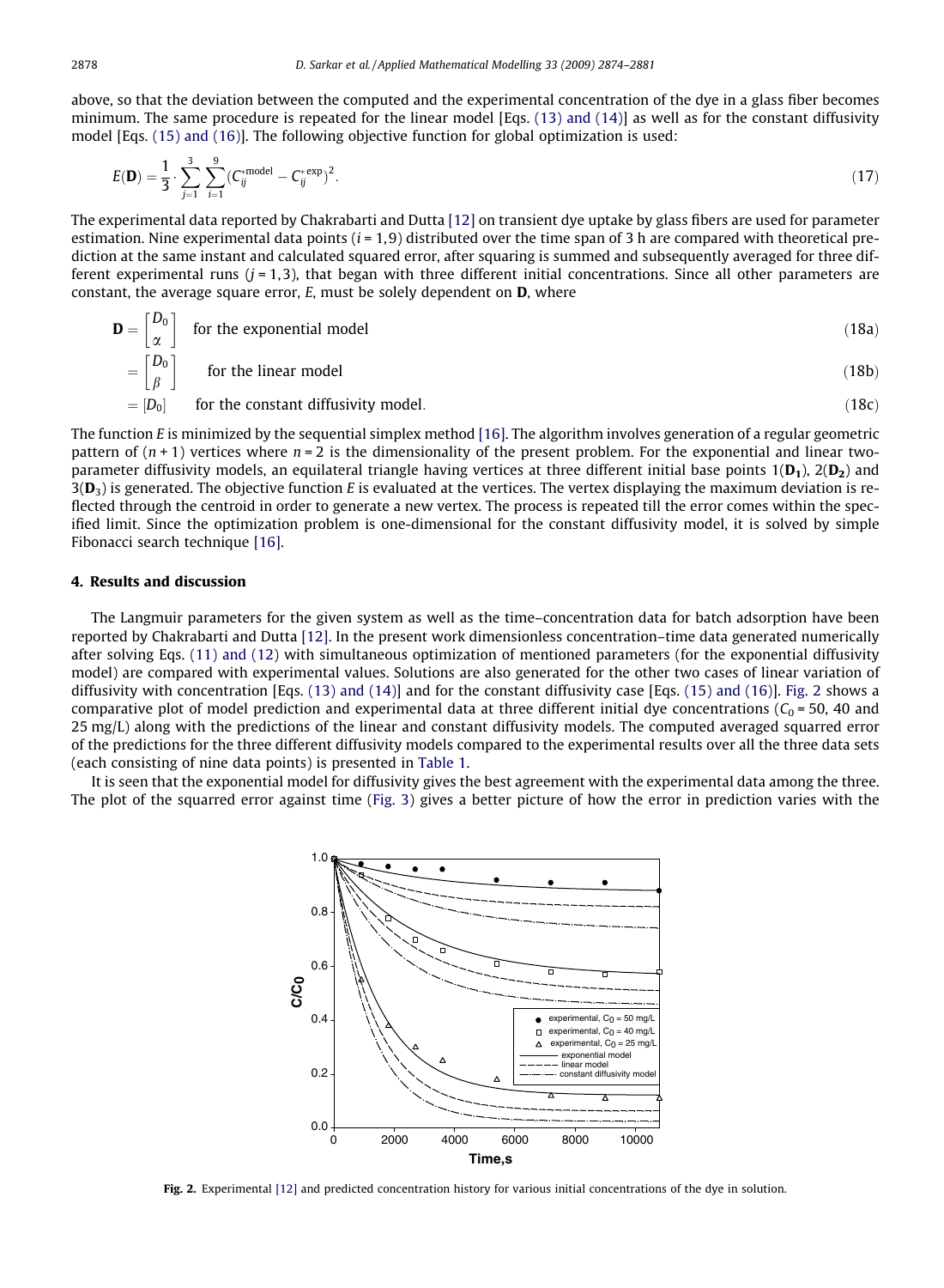above, so that the deviation between the computed and the experimental concentration of the dye in a glass fiber becomes minimum. The same procedure is repeated for the linear model [Eqs. (13) and (14)] as well as for the constant diffusivity model [Eqs. (15) and (16)]. The following objective function for global optimization is used:

$$E(\mathbf{D}) = \frac{1}{3} \cdot \sum_{j=1}^{3} \sum_{i=1}^{9} \left(C_{ij}^{*\text{model}} - C_{ij}^{*\text{exp}}\right)^2. \tag{17}$$

The experimental data reported by Chakrabarti and Dutta [12] on transient dye uptake by glass fibers are used for parameter estimation. Nine experimental data points ($i = 1,9$) distributed over the time span of 3 h are compared with theoretical prediction at the same instant and calculated squared error, after squaring is summed and subsequently averaged for three different experimental runs ($j = 1,3$), that began with three different initial concentrations. Since all other parameters are constant, the average square error, $E$, must be solely dependent on $\mathbf{D}$, where

$$\mathbf{D} = \begin{bmatrix} D_0 \\ \alpha \end{bmatrix} \quad \text{for the exponential model} \tag{18a}$$

$$= \begin{bmatrix} D_0 \\ \beta \end{bmatrix} \quad \text{for the linear model} \tag{18b}$$

$$= [D_0] \quad \text{for the constant diffusivity model}. \tag{18c}$$

The function $E$ is minimized by the sequential simplex method [16]. The algorithm involves generation of a regular geometric pattern of $(n + 1)$ vertices where $n = 2$ is the dimensionality of the present problem. For the exponential and linear two-parameter diffusivity models, an equilateral triangle having vertices at three different initial base points $1(\mathbf{D_1})$, $2(\mathbf{D_2})$ and $3(\mathbf{D}_3)$ is generated. The objective function $E$ is evaluated at the vertices. The vertex displaying the maximum deviation is reflected through the centroid in order to generate a new vertex. The process is repeated till the error comes within the specified limit. Since the optimization problem is one-dimensional for the constant diffusivity model, it is solved by simple Fibonacci search technique [16].

## 4. Results and discussion

The Langmuir parameters for the given system as well as the time–concentration data for batch adsorption have been reported by Chakrabarti and Dutta [12]. In the present work dimensionless concentration–time data generated numerically after solving Eqs. (11) and (12) with simultaneous optimization of mentioned parameters (for the exponential diffusivity model) are compared with experimental values. Solutions are also generated for the other two cases of linear variation of diffusivity with concentration [Eqs. (13) and (14)] and for the constant diffusivity case [Eqs. (15) and (16)]. Fig. 2 shows a comparative plot of model prediction and experimental data at three different initial dye concentrations ($C_0 = 50$, 40 and 25 mg/L) along with the predictions of the linear and constant diffusivity models. The computed averaged squarred error of the predictions for the three different diffusivity models compared to the experimental results over all the three data sets (each consisting of nine data points) is presented in Table 1.

It is seen that the exponential model for diffusivity gives the best agreement with the experimental data among the three. The plot of the squarred error against time (Fig. 3) gives a better picture of how the error in prediction varies with the

**Fig. 2.** Experimental [12] and predicted concentration history for various initial concentrations of the dye in solution.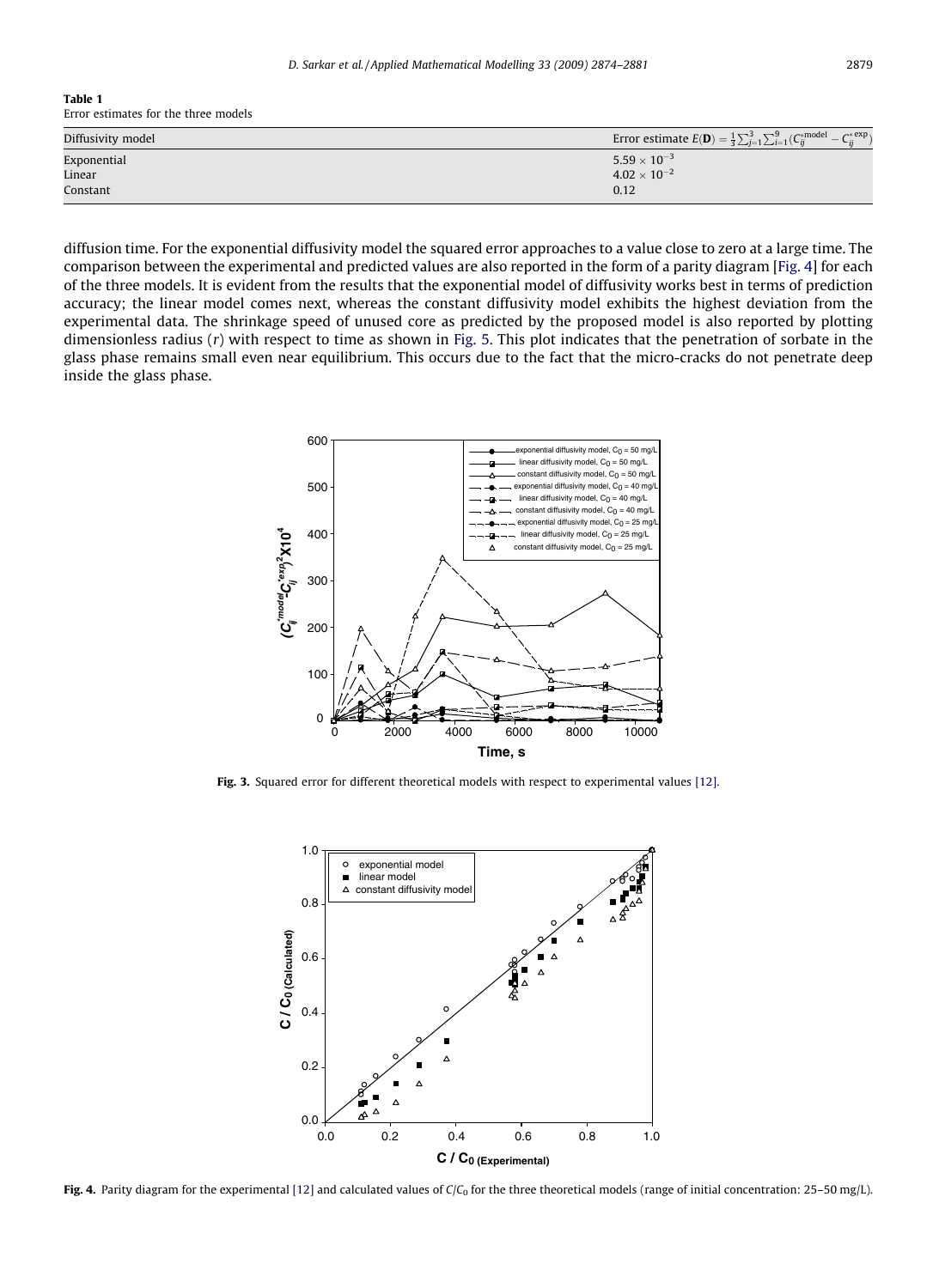**Table 1**
Error estimates for the three models

| Diffusivity model | Error estimate $E(\mathbf{D}) = \frac{1}{3}\sum_{j=1}^{3}\sum_{i=1}^{9}(C_{ij}^{*\text{model}} - C_{ij}^{*\text{exp}})$ |
|---|---|
| Exponential | $5.59 \times 10^{-3}$ |
| Linear | $4.02 \times 10^{-2}$ |
| Constant | 0.12 |

diffusion time. For the exponential diffusivity model the squared error approaches to a value close to zero at a large time. The comparison between the experimental and predicted values are also reported in the form of a parity diagram [Fig. 4] for each of the three models. It is evident from the results that the exponential model of diffusivity works best in terms of prediction accuracy; the linear model comes next, whereas the constant diffusivity model exhibits the highest deviation from the experimental data. The shrinkage speed of unused core as predicted by the proposed model is also reported by plotting dimensionless radius ($r$) with respect to time as shown in Fig. 5. This plot indicates that the penetration of sorbate in the glass phase remains small even near equilibrium. This occurs due to the fact that the micro-cracks do not penetrate deep inside the glass phase.

**Fig. 3.** Squared error for different theoretical models with respect to experimental values [12].

**Fig. 4.** Parity diagram for the experimental [12] and calculated values of $C/C_0$ for the three theoretical models (range of initial concentration: 25–50 mg/L).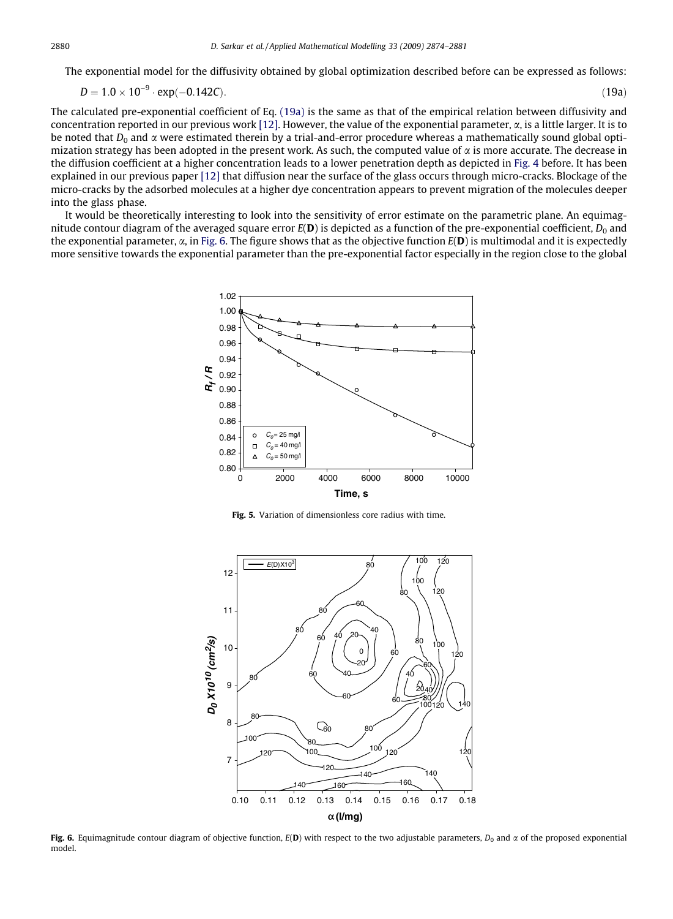The exponential model for the diffusivity obtained by global optimization described before can be expressed as follows:

$$D = 1.0 \times 10^{-9} \cdot \exp(-0.142C). \tag{19a}$$

The calculated pre-exponential coefficient of Eq. (19a) is the same as that of the empirical relation between diffusivity and concentration reported in our previous work [12]. However, the value of the exponential parameter, $\alpha$, is a little larger. It is to be noted that $D_0$ and $\alpha$ were estimated therein by a trial-and-error procedure whereas a mathematically sound global optimization strategy has been adopted in the present work. As such, the computed value of $\alpha$ is more accurate. The decrease in the diffusion coefficient at a higher concentration leads to a lower penetration depth as depicted in Fig. 4 before. It has been explained in our previous paper [12] that diffusion near the surface of the glass occurs through micro-cracks. Blockage of the micro-cracks by the adsorbed molecules at a higher dye concentration appears to prevent migration of the molecules deeper into the glass phase.

It would be theoretically interesting to look into the sensitivity of error estimate on the parametric plane. An equimagnitude contour diagram of the averaged square error $E(\mathbf{D})$ is depicted as a function of the pre-exponential coefficient, $D_0$ and the exponential parameter, $\alpha$, in Fig. 6. The figure shows that as the objective function $E(\mathbf{D})$ is multimodal and it is expectedly more sensitive towards the exponential parameter than the pre-exponential factor especially in the region close to the global

**Fig. 5.** Variation of dimensionless core radius with time.

**Fig. 6.** Equimagnitude contour diagram of objective function, $E(\mathbf{D})$ with respect to the two adjustable parameters, $D_0$ and $\alpha$ of the proposed exponential model.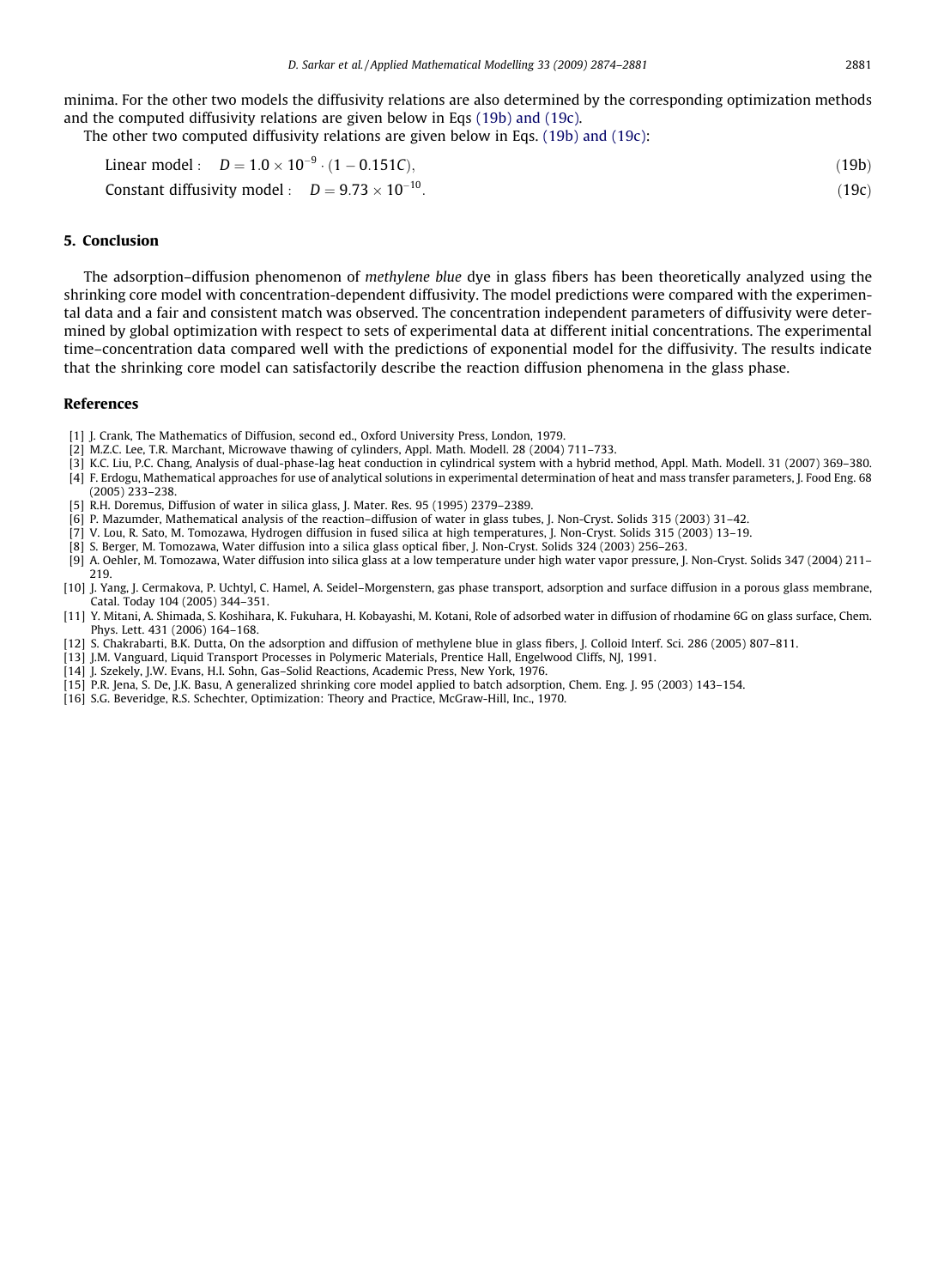minima. For the other two models the diffusivity relations are also determined by the corresponding optimization methods and the computed diffusivity relations are given below in Eqs (19b) and (19c).

The other two computed diffusivity relations are given below in Eqs. (19b) and (19c):

$$\text{Linear model}: \quad D = 1.0 \times 10^{-9} \cdot (1 - 0.151C), \tag{19b}$$

$$\text{Constant diffusivity model}: \quad D = 9.73 \times 10^{-10}. \tag{19c}$$

## 5. Conclusion

The adsorption–diffusion phenomenon of *methylene blue* dye in glass fibers has been theoretically analyzed using the shrinking core model with concentration-dependent diffusivity. The model predictions were compared with the experimental data and a fair and consistent match was observed. The concentration independent parameters of diffusivity were determined by global optimization with respect to sets of experimental data at different initial concentrations. The experimental time–concentration data compared well with the predictions of exponential model for the diffusivity. The results indicate that the shrinking core model can satisfactorily describe the reaction diffusion phenomena in the glass phase.

## References

[1] J. Crank, The Mathematics of Diffusion, second ed., Oxford University Press, London, 1979.
[2] M.Z.C. Lee, T.R. Marchant, Microwave thawing of cylinders, Appl. Math. Modell. 28 (2004) 711–733.
[3] K.C. Liu, P.C. Chang, Analysis of dual-phase-lag heat conduction in cylindrical system with a hybrid method, Appl. Math. Modell. 31 (2007) 369–380.
[4] F. Erdogu, Mathematical approaches for use of analytical solutions in experimental determination of heat and mass transfer parameters, J. Food Eng. 68 (2005) 233–238.
[5] R.H. Doremus, Diffusion of water in silica glass, J. Mater. Res. 95 (1995) 2379–2389.
[6] P. Mazumder, Mathematical analysis of the reaction–diffusion of water in glass tubes, J. Non-Cryst. Solids 315 (2003) 31–42.
[7] V. Lou, R. Sato, M. Tomozawa, Hydrogen diffusion in fused silica at high temperatures, J. Non-Cryst. Solids 315 (2003) 13–19.
[8] S. Berger, M. Tomozawa, Water diffusion into a silica glass optical fiber, J. Non-Cryst. Solids 324 (2003) 256–263.
[9] A. Oehler, M. Tomozawa, Water diffusion into silica glass at a low temperature under high water vapor pressure, J. Non-Cryst. Solids 347 (2004) 211–219.
[10] J. Yang, J. Cermakova, P. Uchtyl, C. Hamel, A. Seidel–Morgenstern, gas phase transport, adsorption and surface diffusion in a porous glass membrane, Catal. Today 104 (2005) 344–351.
[11] Y. Mitani, A. Shimada, S. Koshihara, K. Fukuhara, H. Kobayashi, M. Kotani, Role of adsorbed water in diffusion of rhodamine 6G on glass surface, Chem. Phys. Lett. 431 (2006) 164–168.
[12] S. Chakrabarti, B.K. Dutta, On the adsorption and diffusion of methylene blue in glass fibers, J. Colloid Interf. Sci. 286 (2005) 807–811.
[13] J.M. Vanguard, Liquid Transport Processes in Polymeric Materials, Prentice Hall, Engelwood Cliffs, NJ, 1991.
[14] J. Szekely, J.W. Evans, H.I. Sohn, Gas–Solid Reactions, Academic Press, New York, 1976.
[15] P.R. Jena, S. De, J.K. Basu, A generalized shrinking core model applied to batch adsorption, Chem. Eng. J. 95 (2003) 143–154.
[16] S.G. Beveridge, R.S. Schechter, Optimization: Theory and Practice, McGraw-Hill, Inc., 1970.